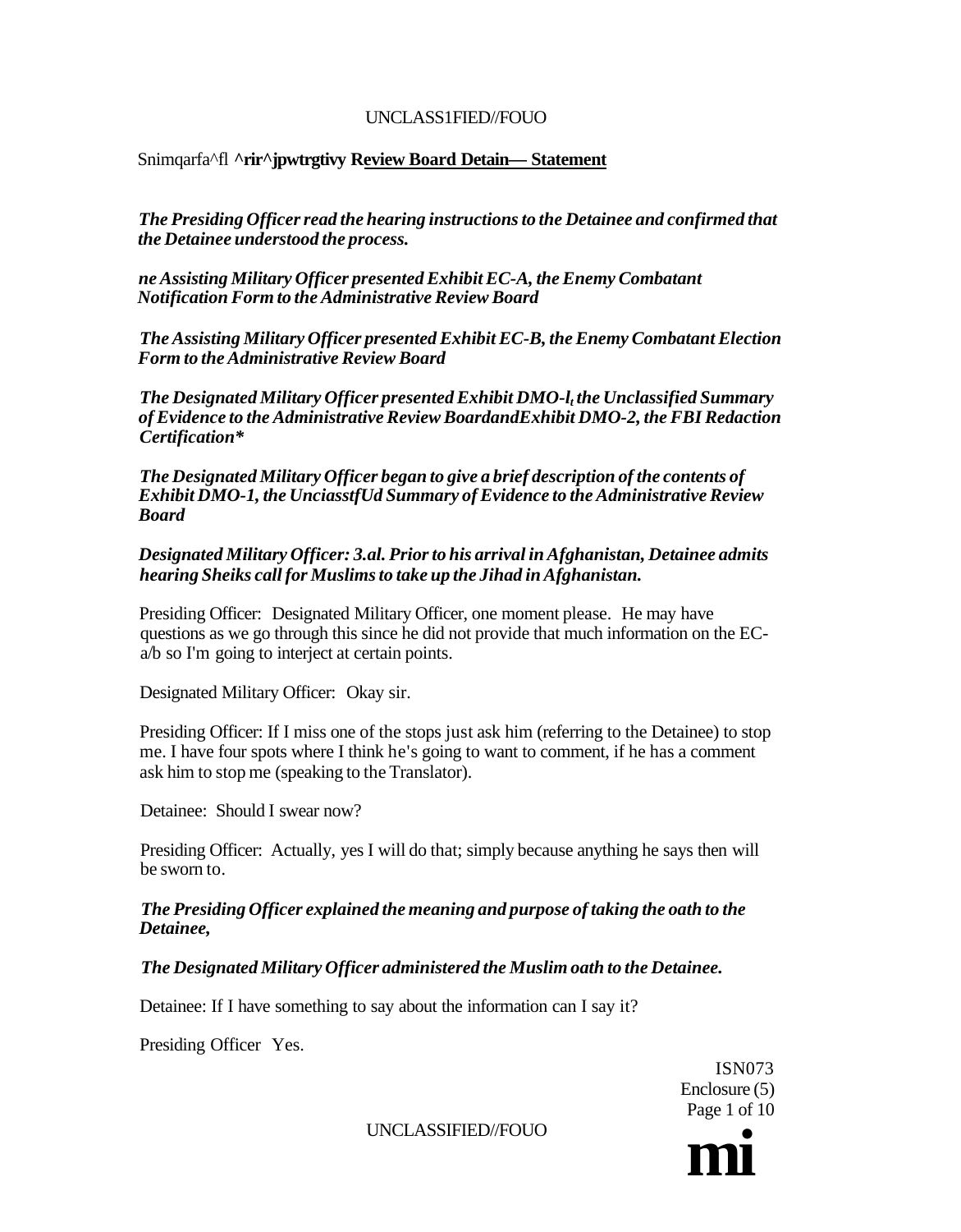Snimqarfa^fl **^rir^jpwtrgtivy R<u>eview Board Detain— Statement</u>**

***The Presiding Officer read the hearing instructions to the Detainee and confirmed that the Detainee understood the process.***

***ne Assisting Military Officer presented Exhibit EC-A, the Enemy Combatant Notification Form to the Administrative Review Board***

***The Assisting Military Officer presented Exhibit EC-B, the Enemy Combatant Election Form to the Administrative Review Board***

***The Designated Military Officer presented Exhibit DMO-l$_{t}$ the Unclassified Summary of Evidence to the Administrative Review BoardandExhibit DMO-2, the FBI Redaction Certification****

***The Designated Military Officer began to give a brief description of the contents of Exhibit DMO-1, the UnciasstfUd Summary of Evidence to the Administrative Review Board***

***Designated Military Officer: 3.al. Prior to his arrival in Afghanistan, Detainee admits hearing Sheiks call for Muslims to take up the Jihad in Afghanistan.***

Presiding Officer: Designated Military Officer, one moment please. He may have questions as we go through this since he did not provide that much information on the EC-a/b so I'm going to interject at certain points.

Designated Military Officer: Okay sir.

Presiding Officer: If I miss one of the stops just ask him (referring to the Detainee) to stop me. I have four spots where I think he's going to want to comment, if he has a comment ask him to stop me (speaking to the Translator).

Detainee: Should I swear now?

Presiding Officer: Actually, yes I will do that; simply because anything he says then will be sworn to.

***The Presiding Officer explained the meaning and purpose of taking the oath to the Detainee,***

***The Designated Military Officer administered the Muslim oath to the Detainee.***

Detainee: If I have something to say about the information can I say it?

Presiding Officer Yes.

ISN073
Enclosure (5)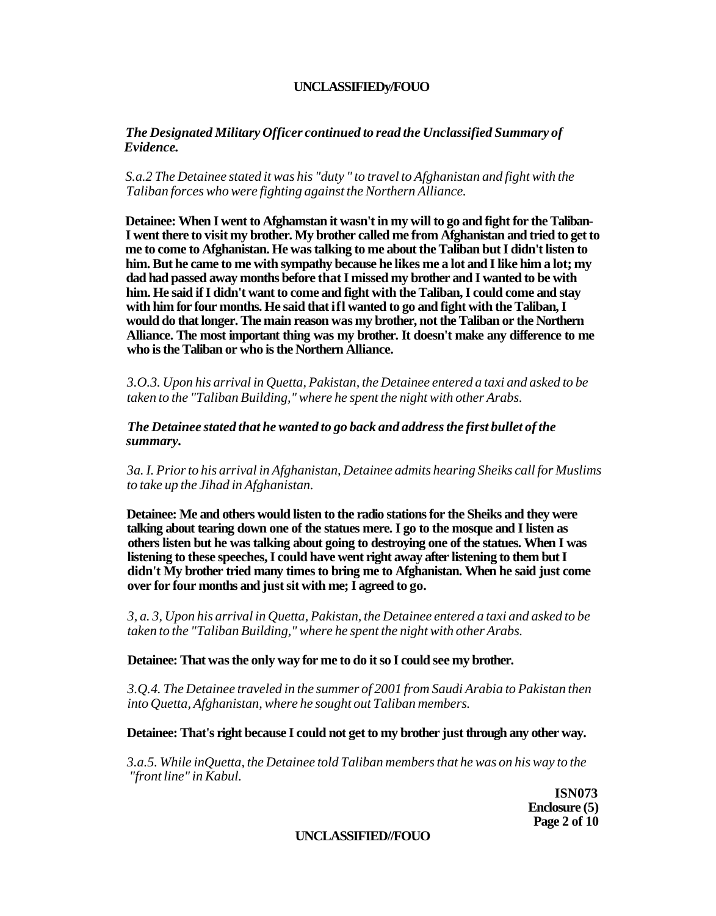*The Designated Military Officer continued to read the Unclassified Summary of Evidence.*

*S.a.2 The Detainee stated it was his "duty " to travel to Afghanistan and fight with the Taliban forces who were fighting against the Northern Alliance.*

**Detainee: When I went to Afghamstan it wasn't in my will to go and fight for the Taliban-I went there to visit my brother. My brother called me from Afghanistan and tried to get to me to come to Afghanistan. He was talking to me about the Taliban but I didn't listen to him. But he came to me with sympathy because he likes me a lot and I like him a lot; my dad had passed away months before that I missed my brother and I wanted to be with him. He said if I didn't want to come and fight with the Taliban, I could come and stay with him for four months. He said that ifl wanted to go and fight with the Taliban, I would do that longer. The main reason was my brother, not the Taliban or the Northern Alliance. The most important thing was my brother. It doesn't make any difference to me who is the Taliban or who is the Northern Alliance.**

*3.O.3. Upon his arrival in Quetta, Pakistan, the Detainee entered a taxi and asked to be taken to the "Taliban Building," where he spent the night with other Arabs.*

***The Detainee stated that he wanted to go back and address the first bullet of the summary.***

*3a. I. Prior to his arrival in Afghanistan, Detainee admits hearing Sheiks call for Muslims to take up the Jihad in Afghanistan.*

**Detainee: Me and others would listen to the radio stations for the Sheiks and they were talking about tearing down one of the statues mere. I go to the mosque and I listen as others listen but he was talking about going to destroying one of the statues. When I was listening to these speeches, I could have went right away after listening to them but I didn't My brother tried many times to bring me to Afghanistan. When he said just come over for four months and just sit with me; I agreed to go.**

*3, a. 3, Upon his arrival in Quetta, Pakistan, the Detainee entered a taxi and asked to be taken to the "Taliban Building," where he spent the night with other Arabs.*

**Detainee: That was the only way for me to do it so I could see my brother.**

*3.Q.4. The Detainee traveled in the summer of 2001 from Saudi Arabia to Pakistan then into Quetta, Afghanistan, where he sought out Taliban members.*

**Detainee: That's right because I could not get to my brother just through any other way.**

*3.a.5. While inQuetta, the Detainee told Taliban members that he was on his way to the "front line" in Kabul.*

**ISN073**
**Enclosure (5)**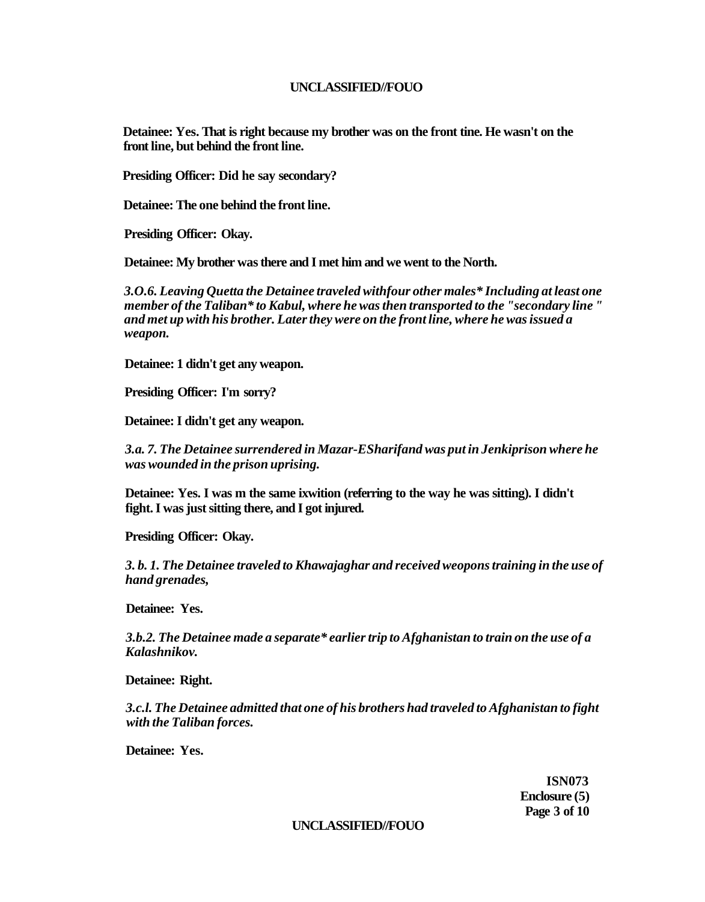**Detainee: Yes. That is right because my brother was on the front tine. He wasn't on the front line, but behind the front line.**

**Presiding Officer: Did he say secondary?**

**Detainee: The one behind the front line.**

**Presiding Officer: Okay.**

**Detainee: My brother was there and I met him and we went to the North.**

***3.O.6. Leaving Quetta the Detainee traveled withfour other males* Including at least one member of the Taliban* to Kabul, where he was then transported to the "secondary line " and met up with his brother. Later they were on the front line, where he was issued a weapon.***

**Detainee: 1 didn't get any weapon.**

**Presiding Officer: I'm sorry?**

**Detainee: I didn't get any weapon.**

***3.a. 7. The Detainee surrendered in Mazar-ESharifand was put in Jenkiprison where he was wounded in the prison uprising.***

**Detainee: Yes. I was m the same ixwition (referring to the way he was sitting). I didn't fight. I was just sitting there, and I got injured.**

**Presiding Officer: Okay.**

***3. b. 1. The Detainee traveled to Khawajaghar and received weopons training in the use of hand grenades,***

**Detainee: Yes.**

***3.b.2. The Detainee made a separate* earlier trip to Afghanistan to train on the use of a Kalashnikov.***

**Detainee: Right.**

***3.c.l. The Detainee admitted that one of his brothers had traveled to Afghanistan to fight with the Taliban forces.***

**Detainee: Yes.**

**ISN073**
**Enclosure (5)**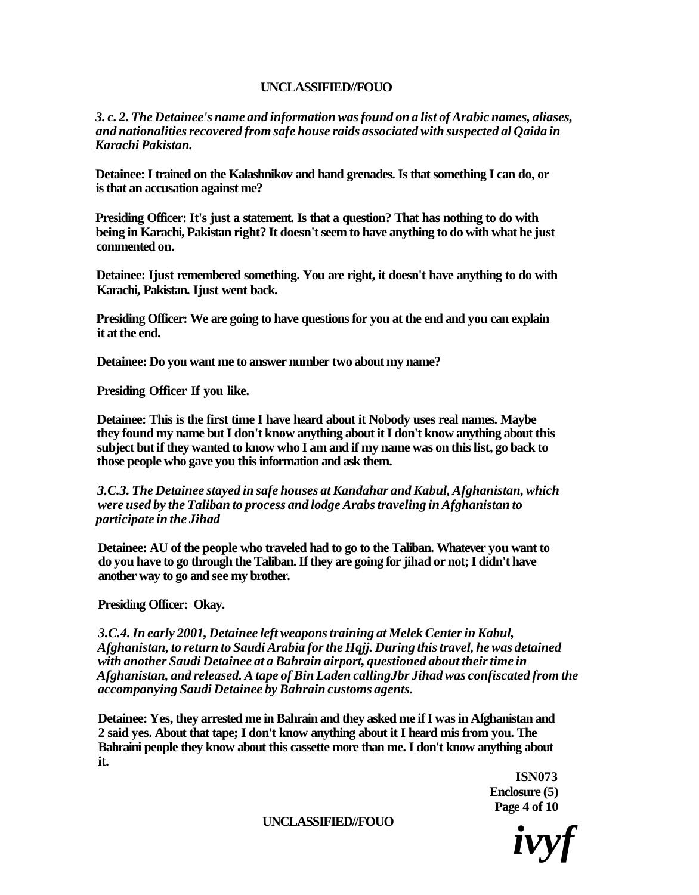*3. c. 2. The Detainee's name and information was found on a list of Arabic names, aliases, and nationalities recovered from safe house raids associated with suspected al Qaida in Karachi Pakistan.*

**Detainee: I trained on the Kalashnikov and hand grenades. Is that something I can do, or is that an accusation against me?**

**Presiding Officer: It's just a statement. Is that a question? That has nothing to do with being in Karachi, Pakistan right? It doesn't seem to have anything to do with what he just commented on.**

**Detainee: Ijust remembered something. You are right, it doesn't have anything to do with Karachi, Pakistan. Ijust went back.**

**Presiding Officer: We are going to have questions for you at the end and you can explain it at the end.**

**Detainee: Do you want me to answer number two about my name?**

**Presiding Officer If you like.**

**Detainee: This is the first time I have heard about it Nobody uses real names. Maybe they found my name but I don't know anything about it I don't know anything about this subject but if they wanted to know who I am and if my name was on this list, go back to those people who gave you this information and ask them.**

*3.C.3. The Detainee stayed in safe houses at Kandahar and Kabul, Afghanistan, which were used by the Taliban to process and lodge Arabs traveling in Afghanistan to participate in the Jihad*

**Detainee: AU of the people who traveled had to go to the Taliban. Whatever you want to do you have to go through the Taliban. If they are going for jihad or not; I didn't have another way to go and see my brother.**

**Presiding Officer: Okay.**

*3.C.4. In early 2001, Detainee left weapons training at Melek Center in Kabul, Afghanistan, to return to Saudi Arabia for the Hqjj. During this travel, he was detained with another Saudi Detainee at a Bahrain airport, questioned about their time in Afghanistan, and released. A tape of Bin Laden callingJbr Jihad was confiscated from the accompanying Saudi Detainee by Bahrain customs agents.*

**Detainee: Yes, they arrested me in Bahrain and they asked me if I was in Afghanistan and 2 said yes. About that tape; I don't know anything about it I heard mis from you. The Bahraini people they know about this cassette more than me. I don't know anything about it.**

**ISN073**
**Enclosure (5)**
**Page 4 of 10**

*ivyf*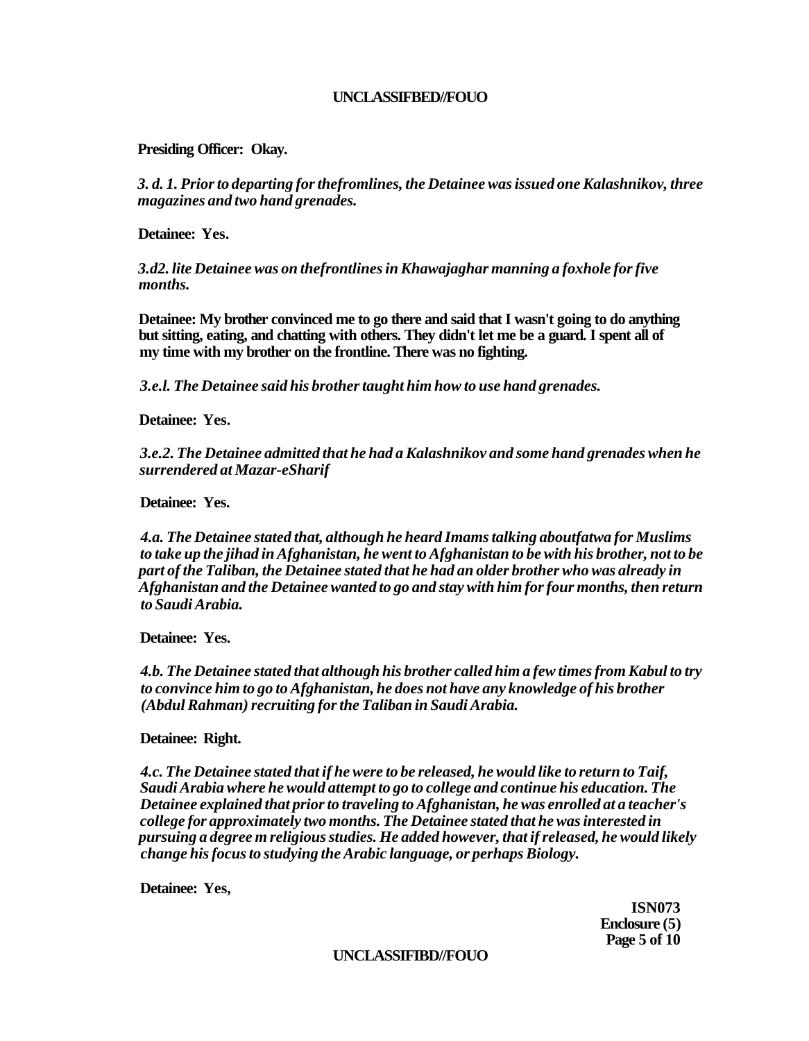**Presiding Officer: Okay.**

*3. d. 1. Prior to departing for thefromlines, the Detainee was issued one Kalashnikov, three magazines and two hand grenades.*

**Detainee: Yes.**

*3.d2. lite Detainee was on thefrontlines in Khawajaghar manning a foxhole for five months.*

**Detainee: My brother convinced me to go there and said that I wasn't going to do anything but sitting, eating, and chatting with others. They didn't let me be a guard. I spent all of my time with my brother on the frontline. There was no fighting.**

*3.e.l. The Detainee said his brother taught him how to use hand grenades.*

**Detainee: Yes.**

*3.e.2. The Detainee admitted that he had a Kalashnikov and some hand grenades when he surrendered at Mazar-eSharif*

**Detainee: Yes.**

*4.a. The Detainee stated that, although he heard Imams talking aboutfatwa for Muslims to take up the jihad in Afghanistan, he went to Afghanistan to be with his brother, not to be part of the Taliban, the Detainee stated that he had an older brother who was already in Afghanistan and the Detainee wanted to go and stay with him for four months, then return to Saudi Arabia.*

**Detainee: Yes.**

*4.b. The Detainee stated that although his brother called him a few times from Kabul to try to convince him to go to Afghanistan, he does not have any knowledge of his brother (Abdul Rahman) recruiting for the Taliban in Saudi Arabia.*

**Detainee: Right.**

*4.c. The Detainee stated that if he were to be released, he would like to return to Taif, Saudi Arabia where he would attempt to go to college and continue his education. The Detainee explained that prior to traveling to Afghanistan, he was enrolled at a teacher's college for approximately two months. The Detainee stated that he was interested in pursuing a degree m religious studies. He added however, that if released, he would likely change his focus to studying the Arabic language, or perhaps Biology.*

**Detainee: Yes,**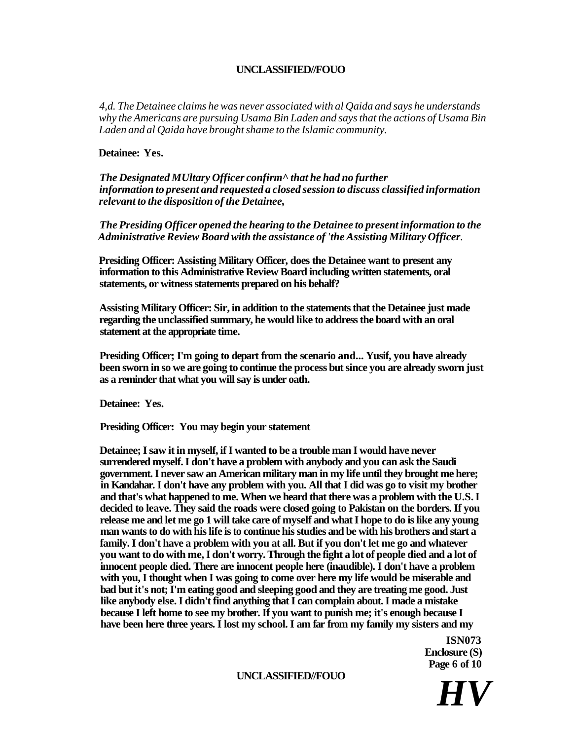*4,d. The Detainee claims he was never associated with al Qaida and says he understands why the Americans are pursuing Usama Bin Laden and says that the actions of Usama Bin Laden and al Qaida have brought shame to the Islamic community.*

**Detainee: Yes.**

***The Designated MUltary Officer confirm^ that he had no further information to present and requested a closed session to discuss classified information relevant to the disposition of the Detainee,***

***The Presiding Officer opened the hearing to the Detainee to present information to the Administrative Review Board with the assistance of 'the Assisting Military Officer.***

**Presiding Officer: Assisting Military Officer, does the Detainee want to present any information to this Administrative Review Board including written statements, oral statements, or witness statements prepared on his behalf?**

**Assisting Military Officer: Sir, in addition to the statements that the Detainee just made regarding the unclassified summary, he would like to address the board with an oral statement at the appropriate time.**

**Presiding Officer; I'm going to depart from the scenario and... Yusif, you have already been sworn in so we are going to continue the process but since you are already sworn just as a reminder that what you will say is under oath.**

**Detainee: Yes.**

**Presiding Officer: You may begin your statement**

**Detainee; I saw it in myself, if I wanted to be a trouble man I would have never surrendered myself. I don't have a problem with anybody and you can ask the Saudi government. I never saw an American military man in my life until they brought me here; in Kandahar. I don't have any problem with you. All that I did was go to visit my brother and that's what happened to me. When we heard that there was a problem with the U.S. I decided to leave. They said the roads were closed going to Pakistan on the borders. If you release me and let me go 1 will take care of myself and what I hope to do is like any young man wants to do with his life is to continue his studies and be with his brothers and start a family. I don't have a problem with you at all. But if you don't let me go and whatever you want to do with me, I don't worry. Through the fight a lot of people died and a lot of innocent people died. There are innocent people here (inaudible). I don't have a problem with you, I thought when I was going to come over here my life would be miserable and bad but it's not; I'm eating good and sleeping good and they are treating me good. Just like anybody else. I didn't find anything that I can complain about. I made a mistake because I left home to see my brother. If you want to punish me; it's enough because I have been here three years. I lost my school. I am far from my family my sisters and my**

**ISN073**
**Enclosure (S)**

***HV***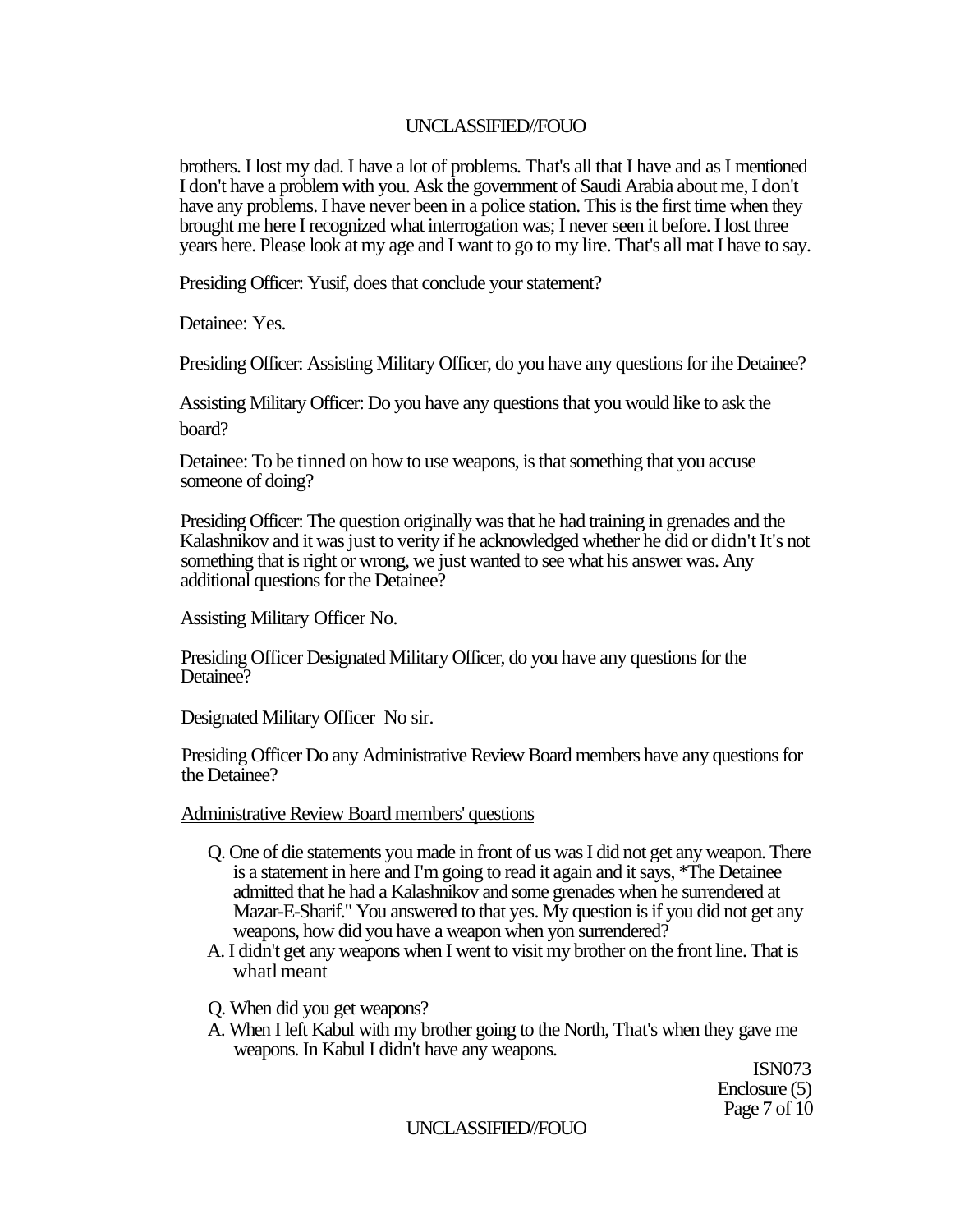brothers. I lost my dad. I have a lot of problems. That's all that I have and as I mentioned I don't have a problem with you. Ask the government of Saudi Arabia about me, I don't have any problems. I have never been in a police station. This is the first time when they brought me here I recognized what interrogation was; I never seen it before. I lost three years here. Please look at my age and I want to go to my lire. That's all mat I have to say.

Presiding Officer: Yusif, does that conclude your statement?

Detainee: Yes.

Presiding Officer: Assisting Military Officer, do you have any questions for ihe Detainee?

Assisting Military Officer: Do you have any questions that you would like to ask the board?

Detainee: To be tinned on how to use weapons, is that something that you accuse someone of doing?

Presiding Officer: The question originally was that he had training in grenades and the Kalashnikov and it was just to verity if he acknowledged whether he did or didn't It's not something that is right or wrong, we just wanted to see what his answer was. Any additional questions for the Detainee?

Assisting Military Officer No.

Presiding Officer Designated Military Officer, do you have any questions for the Detainee?

Designated Military Officer No sir.

Presiding Officer Do any Administrative Review Board members have any questions for the Detainee?

<u>Administrative Review Board members' questions</u>

Q. One of die statements you made in front of us was I did not get any weapon. There is a statement in here and I'm going to read it again and it says, *The Detainee admitted that he had a Kalashnikov and some grenades when he surrendered at Mazar-E-Sharif." You answered to that yes. My question is if you did not get any weapons, how did you have a weapon when yon surrendered?

A. I didn't get any weapons when I went to visit my brother on the front line. That is whatl meant

Q. When did you get weapons?

A. When I left Kabul with my brother going to the North, That's when they gave me weapons. In Kabul I didn't have any weapons.

ISN073
Enclosure (5)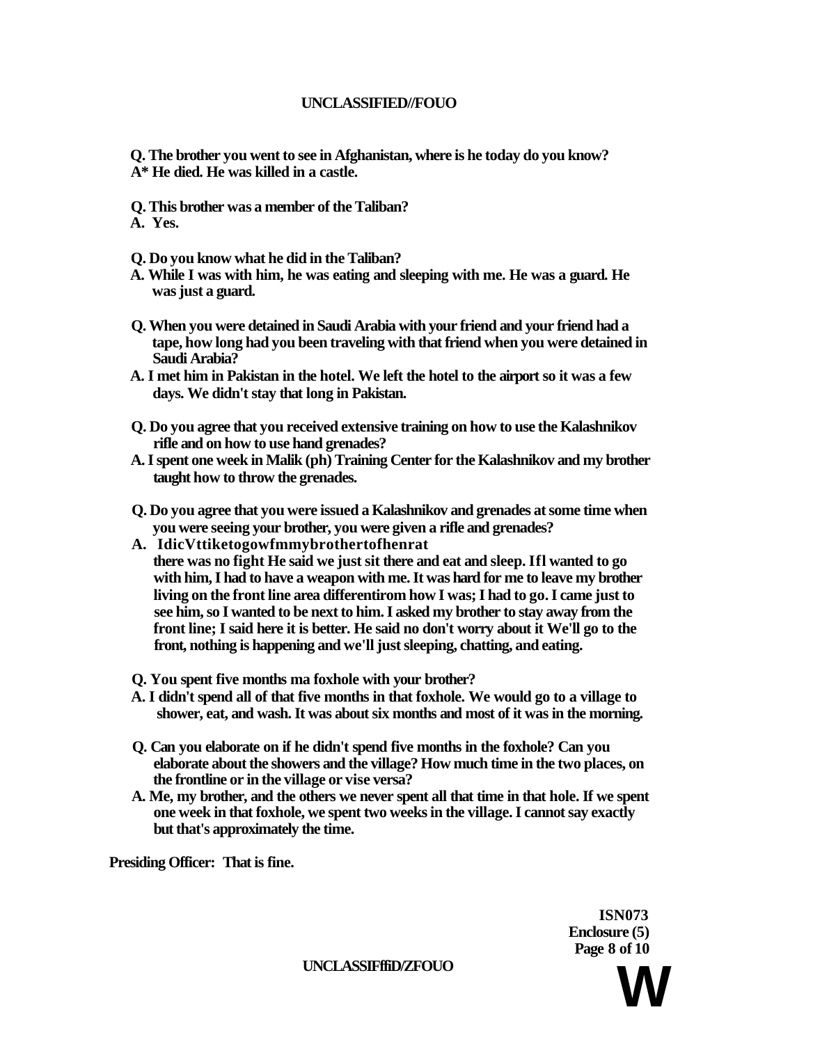**Q. The brother you went to see in Afghanistan, where is he today do you know?**
**A* He died. He was killed in a castle.**

**Q. This brother was a member of the Taliban?**
**A. Yes.**

**Q. Do you know what he did in the Taliban?**
**A. While I was with him, he was eating and sleeping with me. He was a guard. He was just a guard.**

**Q. When you were detained in Saudi Arabia with your friend and your friend had a tape, how long had you been traveling with that friend when you were detained in Saudi Arabia?**
**A. I met him in Pakistan in the hotel. We left the hotel to the airport so it was a few days. We didn't stay that long in Pakistan.**

**Q. Do you agree that you received extensive training on how to use the Kalashnikov rifle and on how to use hand grenades?**
**A. I spent one week in Malik (ph) Training Center for the Kalashnikov and my brother taught how to throw the grenades.**

**Q. Do you agree that you were issued a Kalashnikov and grenades at some time when you were seeing your brother, you were given a rifle and grenades?**
**A. IdicVttiketogowfmmybrothertofhenrat there was no fight He said we just sit there and eat and sleep. Ifl wanted to go with him, I had to have a weapon with me. It was hard for me to leave my brother living on the front line area differentirom how I was; I had to go. I came just to see him, so I wanted to be next to him. I asked my brother to stay away from the front line; I said here it is better. He said no don't worry about it We'll go to the front, nothing is happening and we'll just sleeping, chatting, and eating.**

**Q. You spent five months ma foxhole with your brother?**
**A. I didn't spend all of that five months in that foxhole. We would go to a village to shower, eat, and wash. It was about six months and most of it was in the morning.**

**Q. Can you elaborate on if he didn't spend five months in the foxhole? Can you elaborate about the showers and the village? How much time in the two places, on the frontline or in the village or vise versa?**
**A. Me, my brother, and the others we never spent all that time in that hole. If we spent one week in that foxhole, we spent two weeks in the village. I cannot say exactly but that's approximately the time.**

**Presiding Officer: That is fine.**

**ISN073**
**Enclosure (5)**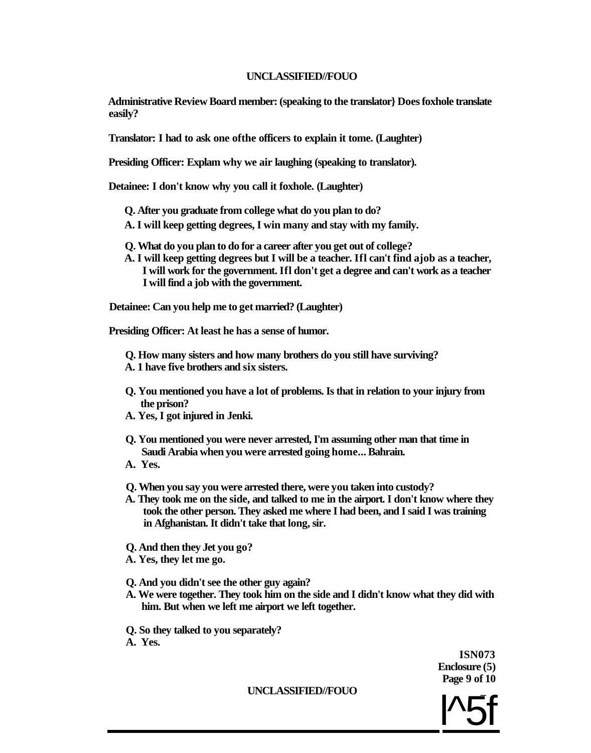**Administrative Review Board member: (speaking to the translator} Does foxhole translate easily?**

**Translator: I had to ask one ofthe officers to explain it tome. (Laughter)**

**Presiding Officer: Explam why we air laughing (speaking to translator).**

**Detainee: I don't know why you call it foxhole. (Laughter)**

**Q. After you graduate from college what do you plan to do?**
**A. I will keep getting degrees, I win many and stay with my family.**

**Q. What do you plan to do for a career after you get out of college?**
**A. I will keep getting degrees but I will be a teacher. Ifl can't find ajob as a teacher, I will work for the government. Ifl don't get a degree and can't work as a teacher I will find a job with the government.**

**Detainee: Can you help me to get married? (Laughter)**

**Presiding Officer: At least he has a sense of humor.**

**Q. How many sisters and how many brothers do you still have surviving?**
**A. 1 have five brothers and six sisters.**

**Q. You mentioned you have a lot of problems. Is that in relation to your injury from the prison?**
**A. Yes, I got injured in Jenki.**

**Q. You mentioned you were never arrested, I'm assuming other man that time in Saudi Arabia when you were arrested going home... Bahrain.**
**A. Yes.**

**Q. When you say you were arrested there, were you taken into custody?**
**A. They took me on the side, and talked to me in the airport. I don't know where they took the other person. They asked me where I had been, and I said I was training in Afghanistan. It didn't take that long, sir.**

**Q. And then they Jet you go?**
**A. Yes, they let me go.**

**Q. And you didn't see the other guy again?**
**A. We were together. They took him on the side and I didn't know what they did with him. But when we left me airport we left together.**

**Q. So they talked to you separately?**
**A. Yes.**

**ISN073**
**Enclosure (5)**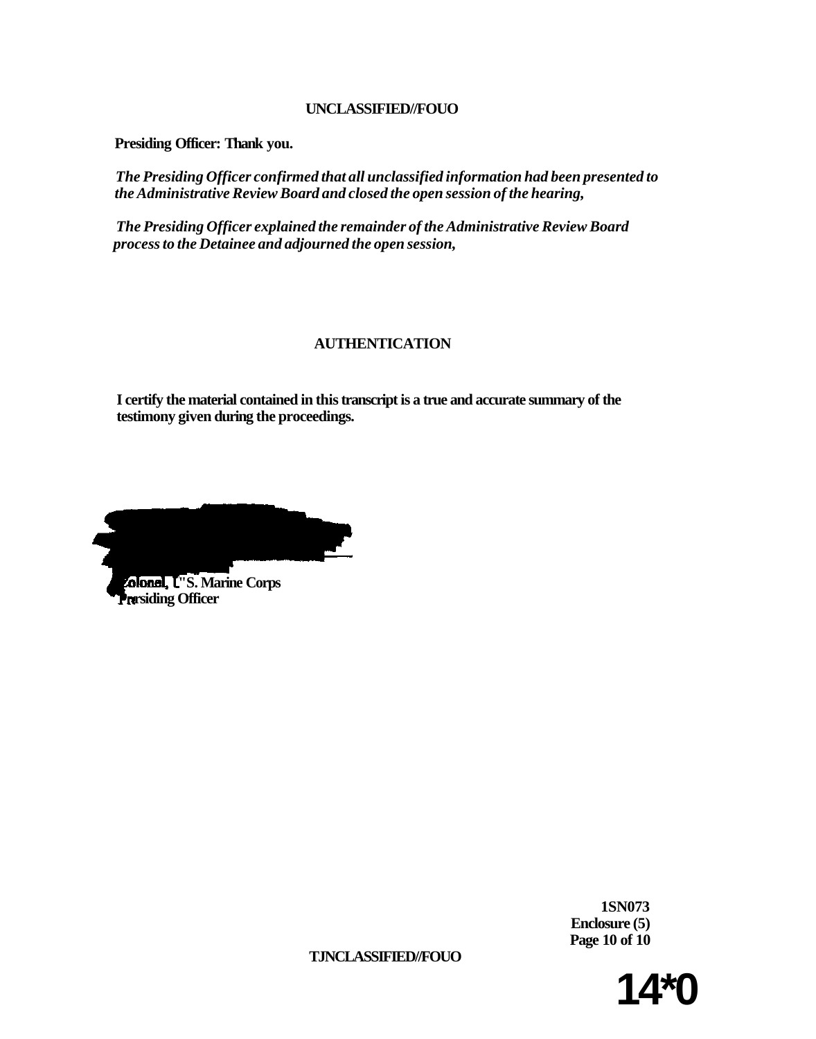**Presiding Officer: Thank you.**

***The Presiding Officer confirmed that all unclassified information had been presented to the Administrative Review Board and closed the open session of the hearing,***

***The Presiding Officer explained the remainder of the Administrative Review Board process to the Detainee and adjourned the open session,***

## AUTHENTICATION

**I certify the material contained in this transcript is a true and accurate summary of the testimony given during the proceedings.**

**Colonel, U.S. Marine Corps**
**Presiding Officer**

**ISN073**
**Enclosure (5)**
**Page 10 of 10**

**14*0**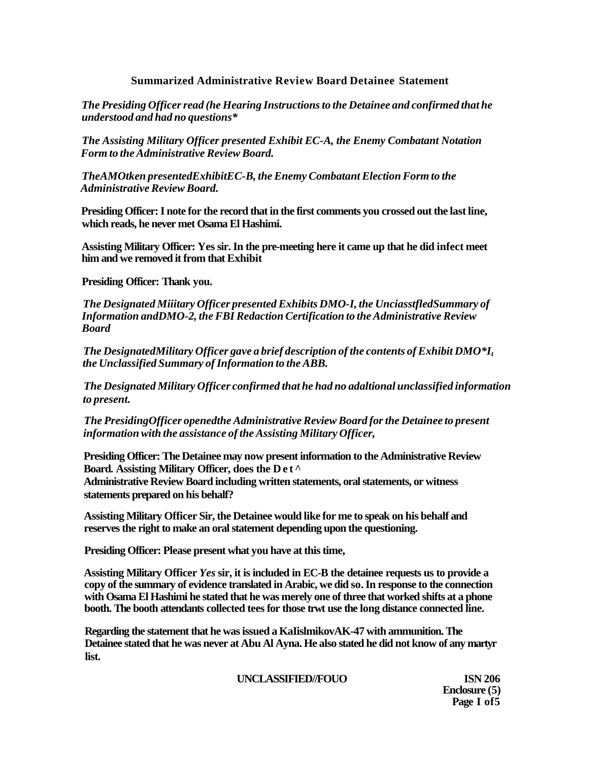## Summarized Administrative Review Board Detainee Statement

*The Presiding Officer read (he Hearing Instructions to the Detainee and confirmed that he understood and had no questions**

*The Assisting Military Officer presented Exhibit EC-A, the Enemy Combatant Notation Form to the Administrative Review Board.*

*TheAMOtken presentedExhibitEC-B, the Enemy Combatant Election Form to the Administrative Review Board.*

**Presiding Officer: I note for the record that in the first comments you crossed out the last line, which reads, he never met Osama El Hashimi.**

**Assisting Military Officer: Yes sir. In the pre-meeting here it came up that he did infect meet him and we removed it from that Exhibit**

**Presiding Officer: Thank you.**

*The Designated Miiitary Officer presented Exhibits DMO-I, the UnciassifledSummary of Information andDMO-2, the FBI Redaction Certification to the Administrative Review Board*

*The DesignatedMilitary Officer gave a brief description of the contents of Exhibit DMO*$I_t$ the Unclassified Summary of Information to the ABB.*

*The Designated Military Officer confirmed that he had no adaltional unclassified information to present.*

*The PresidingOfficer openedthe Administrative Review Board for the Detainee to present information with the assistance of the Assisting Military Officer,*

**Presiding Officer: The Detainee may now present information to the Administrative Review Board. Assisting Military Officer, does the D e t ^ Administrative Review Board including written statements, oral statements, or witness statements prepared on his behalf?**

**Assisting Military Officer Sir, the Detainee would like for me to speak on his behalf and reserves the right to make an oral statement depending upon the questioning.**

**Presiding Officer: Please present what you have at this time,**

**Assisting Military Officer *Yes* sir, it is included in EC-B the detainee requests us to provide a copy of the summary of evidence translated in Arabic, we did so. In response to the connection with Osama El Hashimi he stated that he was merely one of three that worked shifts at a phone booth. The booth attendants collected tees for those trwt use the long distance connected line.**

**Regarding the statement that he was issued a KaIislmikovAK-47 with ammunition. The Detainee stated that he was never at Abu Al Ayna. He also stated he did not know of any martyr list.**

**UNCLASSIFIED//FOUO**

**ISN 206**
**Enclosure (5)**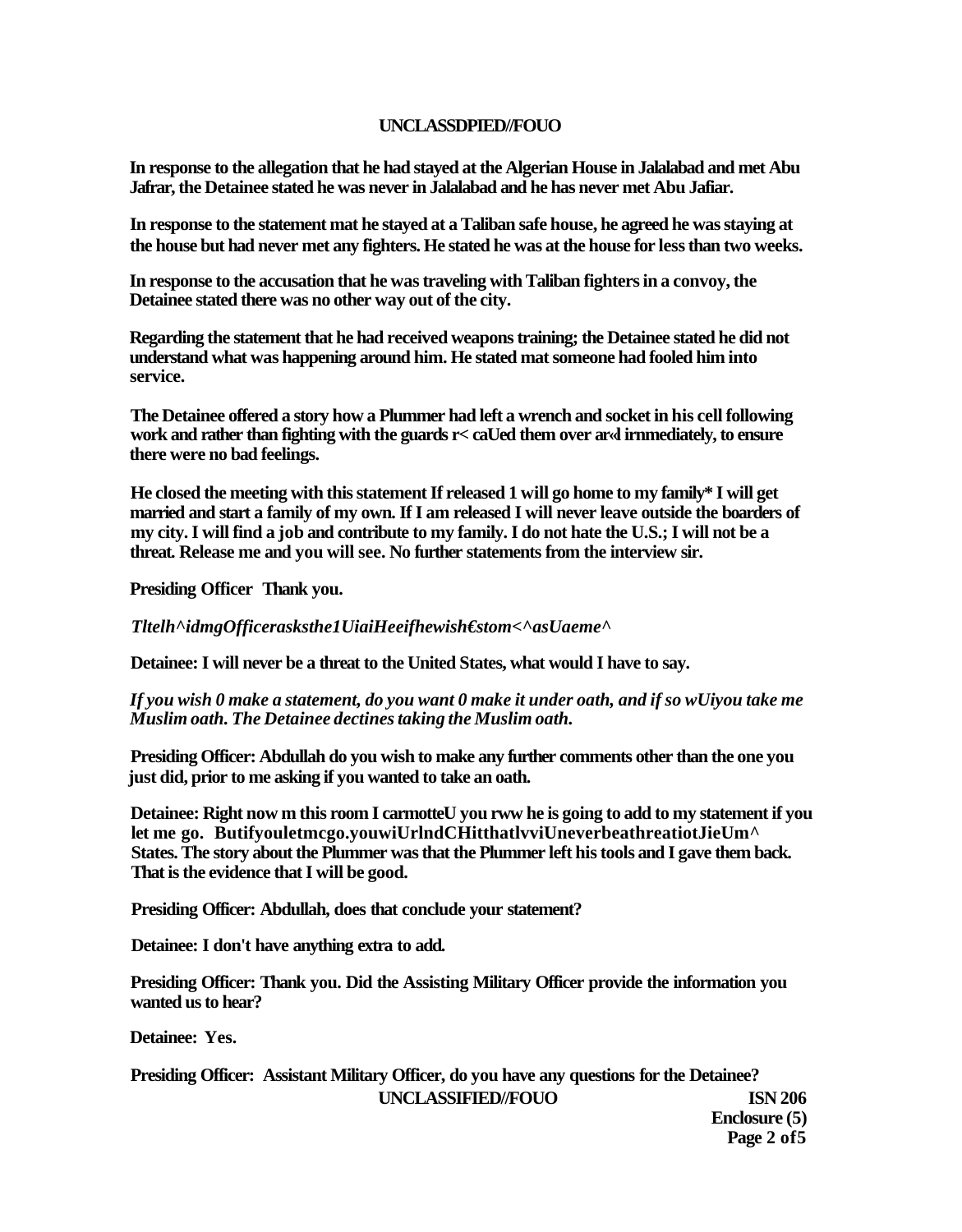In response to the allegation that he had stayed at the Algerian House in Jalalabad and met Abu Jafrar, the Detainee stated he was never in Jalalabad and he has never met Abu Jafiar.

In response to the statement mat he stayed at a Taliban safe house, he agreed he was staying at the house but had never met any fighters. He stated he was at the house for less than two weeks.

In response to the accusation that he was traveling with Taliban fighters in a convoy, the Detainee stated there was no other way out of the city.

Regarding the statement that he had received weapons training; the Detainee stated he did not understand what was happening around him. He stated mat someone had fooled him into service.

The Detainee offered a story how a Plummer had left a wrench and socket in his cell following work and rather than fighting with the guards r< caUed them over ar«l irnmediately, to ensure there were no bad feelings.

He closed the meeting with this statement If released 1 will go home to my family* I will get married and start a family of my own. If I am released I will never leave outside the boarders of my city. I will find a job and contribute to my family. I do not hate the U.S.; I will not be a threat. Release me and you will see. No further statements from the interview sir.

**Presiding Officer** Thank you.

*Tltelh^idmgOfficerasksthe1UiaiHeeifhewish€stom<^asUaeme^*

**Detainee:** I will never be a threat to the United States, what would I have to say.

*If you wish 0 make a statement, do you want 0 make it under oath, and if so wUiyou take me Muslim oath. The Detainee dectines taking the Muslim oath.*

**Presiding Officer:** Abdullah do you wish to make any further comments other than the one you just did, prior to me asking if you wanted to take an oath.

**Detainee:** Right now m this room I carmotteU you rww he is going to add to my statement if you let me go. Butifyouletmcgo.youwiUrlndCHitthatlvviUneverbeathreatiotJieUm^ States. The story about the Plummer was that the Plummer left his tools and I gave them back. That is the evidence that I will be good.

**Presiding Officer:** Abdullah, does that conclude your statement?

**Detainee:** I don't have anything extra to add.

**Presiding Officer:** Thank you. Did the Assisting Military Officer provide the information you wanted us to hear?

**Detainee:** Yes.

**Presiding Officer:** Assistant Military Officer, do you have any questions for the Detainee?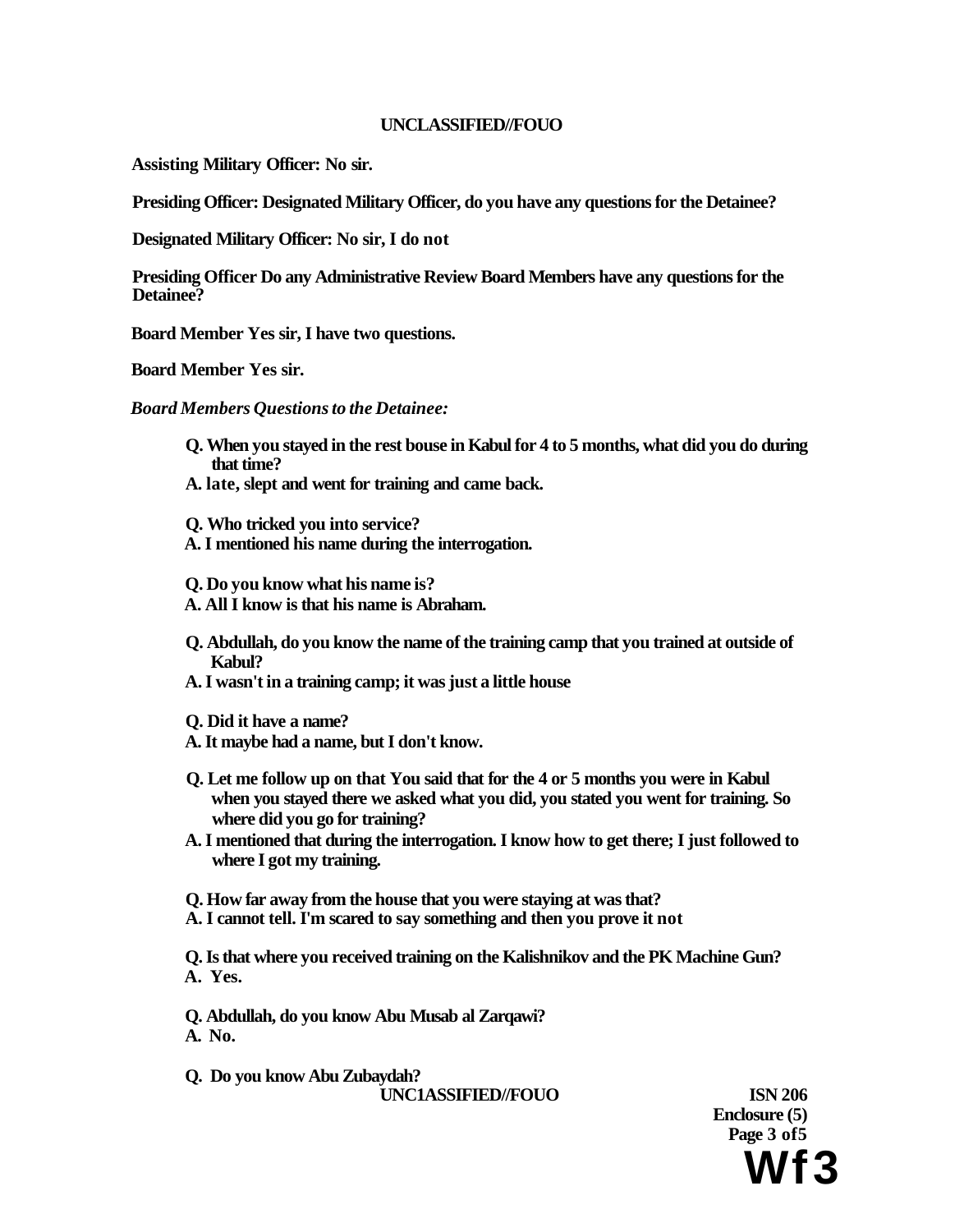**Assisting Military Officer: No sir.**

**Presiding Officer: Designated Military Officer, do you have any questions for the Detainee?**

**Designated Military Officer: No sir, I do not**

**Presiding Officer Do any Administrative Review Board Members have any questions for the Detainee?**

**Board Member Yes sir, I have two questions.**

**Board Member Yes sir.**

***Board Members Questions to the Detainee:***

**Q. When you stayed in the rest bouse in Kabul for 4 to 5 months, what did you do during that time?**
**A. late, slept and went for training and came back.**

**Q. Who tricked you into service?**
**A. I mentioned his name during the interrogation.**

**Q. Do you know what his name is?**
**A. All I know is that his name is Abraham.**

**Q. Abdullah, do you know the name of the training camp that you trained at outside of Kabul?**
**A. I wasn't in a training camp; it was just a little house**

**Q. Did it have a name?**
**A. It maybe had a name, but I don't know.**

**Q. Let me follow up on that You said that for the 4 or 5 months you were in Kabul when you stayed there we asked what you did, you stated you went for training. So where did you go for training?**
**A. I mentioned that during the interrogation. I know how to get there; I just followed to where I got my training.**

**Q. How far away from the house that you were staying at was that?**
**A. I cannot tell. I'm scared to say something and then you prove it not**

**Q. Is that where you received training on the Kalishnikov and the PK Machine Gun?**
**A. Yes.**

**Q. Abdullah, do you know Abu Musab al Zarqawi?**
**A. No.**

**Q. Do you know Abu Zubaydah?**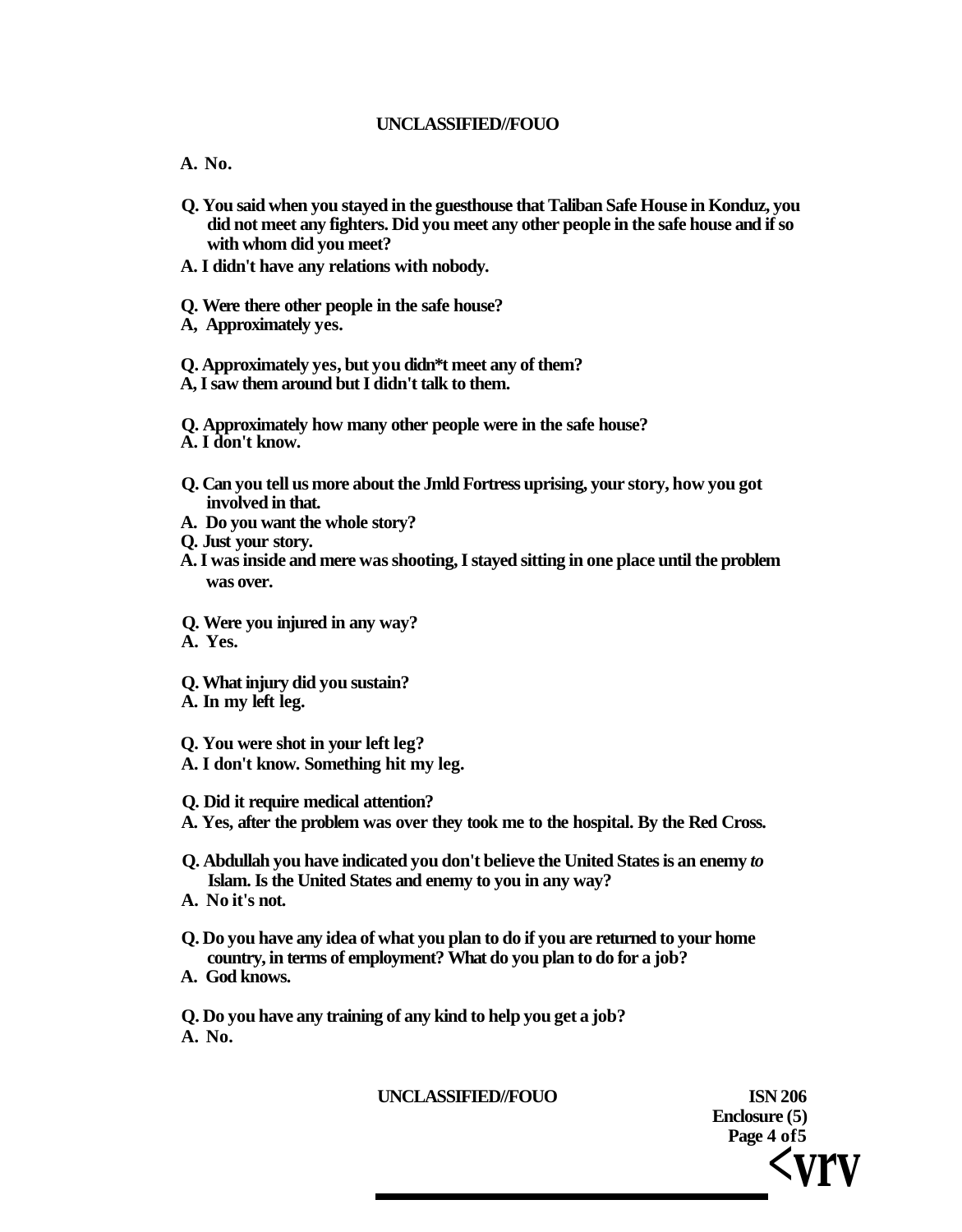**A. No.**

**Q. You said when you stayed in the guesthouse that Taliban Safe House in Konduz, you did not meet any fighters. Did you meet any other people in the safe house and if so with whom did you meet?**

**A. I didn't have any relations with nobody.**

**Q. Were there other people in the safe house?**

**A, Approximately yes.**

**Q. Approximately yes, but you didn*t meet any of them?**

**A, I saw them around but I didn't talk to them.**

**Q. Approximately how many other people were in the safe house?**

**A. I don't know.**

**Q. Can you tell us more about the Jmld Fortress uprising, your story, how you got involved in that.**

**A. Do you want the whole story?**

**Q. Just your story.**

**A. I was inside and mere was shooting, I stayed sitting in one place until the problem was over.**

**Q. Were you injured in any way?**

**A. Yes.**

**Q. What injury did you sustain?**

**A. In my left leg.**

**Q. You were shot in your left leg?**

**A. I don't know. Something hit my leg.**

**Q. Did it require medical attention?**

**A. Yes, after the problem was over they took me to the hospital. By the Red Cross.**

**Q. Abdullah you have indicated you don't believe the United States is an enemy *to* Islam. Is the United States and enemy to you in any way?**

**A. No it's not.**

**Q. Do you have any idea of what you plan to do if you are returned to your home country, in terms of employment? What do you plan to do for a job?**

**A. God knows.**

**Q. Do you have any training of any kind to help you get a job?**

**A. No.**

**ISN 206**
**Enclosure (5)**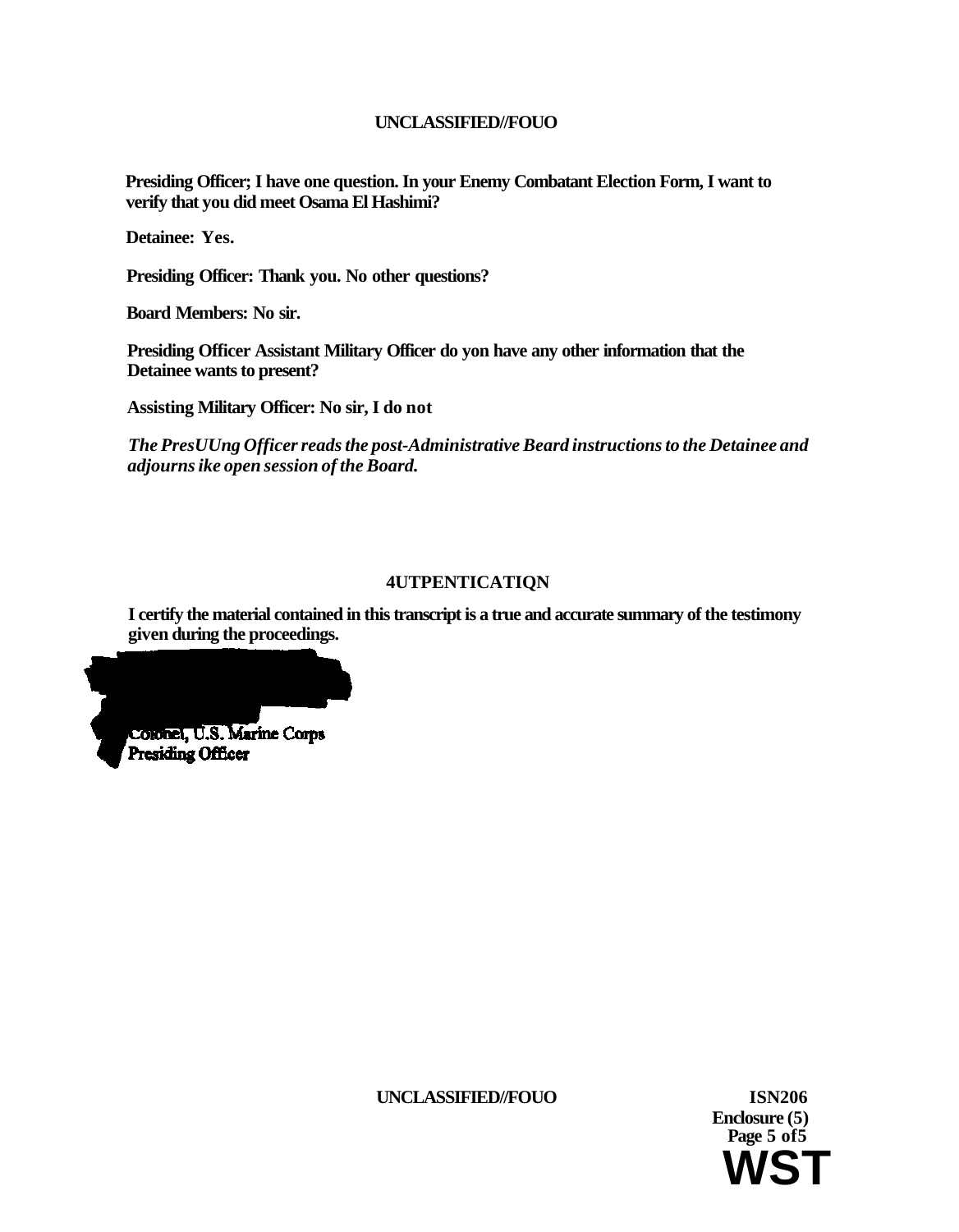Presiding Officer; I have one question. In your Enemy Combatant Election Form, I want to verify that you did meet Osama El Hashimi?

Detainee: Yes.

Presiding Officer: Thank you. No other questions?

Board Members: No sir.

Presiding Officer Assistant Military Officer do yon have any other information that the Detainee wants to present?

Assisting Military Officer: No sir, I do not

*The PresUUng Officer reads the post-Administrative Beard instructions to the Detainee and adjourns ike open session of the Board.*

## 4UTPENTICATIQN

I certify the material contained in this transcript is a true and accurate summary of the testimony given during the proceedings.

Colonel, U.S. Marine Corps
Presiding Officer

ISN206
Enclosure (5)

WST